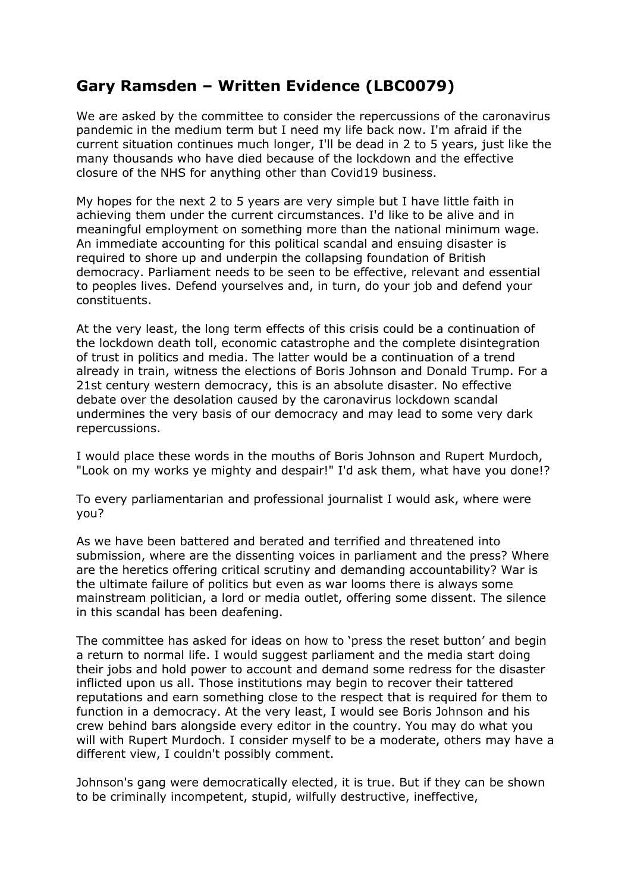## Gary Ramsden – Written Evidence (LBC0079)

We are asked by the committee to consider the repercussions of the caronavirus pandemic in the medium term but I need my life back now. I'm afraid if the current situation continues much longer, I'll be dead in 2 to 5 years, just like the many thousands who have died because of the lockdown and the effective closure of the NHS for anything other than Covid19 business.

My hopes for the next 2 to 5 years are very simple but I have little faith in achieving them under the current circumstances. I'd like to be alive and in meaningful employment on something more than the national minimum wage. An immediate accounting for this political scandal and ensuing disaster is required to shore up and underpin the collapsing foundation of British democracy. Parliament needs to be seen to be effective, relevant and essential to peoples lives. Defend yourselves and, in turn, do your job and defend your constituents.

At the very least, the long term effects of this crisis could be a continuation of the lockdown death toll, economic catastrophe and the complete disintegration of trust in politics and media. The latter would be a continuation of a trend already in train, witness the elections of Boris Johnson and Donald Trump. For a 21st century western democracy, this is an absolute disaster. No effective debate over the desolation caused by the caronavirus lockdown scandal undermines the very basis of our democracy and may lead to some very dark repercussions.

I would place these words in the mouths of Boris Johnson and Rupert Murdoch, "Look on my works ye mighty and despair!" I'd ask them, what have you done!?

To every parliamentarian and professional journalist I would ask, where were you?

As we have been battered and berated and terrified and threatened into submission, where are the dissenting voices in parliament and the press? Where are the heretics offering critical scrutiny and demanding accountability? War is the ultimate failure of politics but even as war looms there is always some mainstream politician, a lord or media outlet, offering some dissent. The silence in this scandal has been deafening.

The committee has asked for ideas on how to 'press the reset button' and begin a return to normal life. I would suggest parliament and the media start doing their jobs and hold power to account and demand some redress for the disaster inflicted upon us all. Those institutions may begin to recover their tattered reputations and earn something close to the respect that is required for them to function in a democracy. At the very least, I would see Boris Johnson and his crew behind bars alongside every editor in the country. You may do what you will with Rupert Murdoch. I consider myself to be a moderate, others may have a different view, I couldn't possibly comment.

Johnson's gang were democratically elected, it is true. But if they can be shown to be criminally incompetent, stupid, wilfully destructive, ineffective,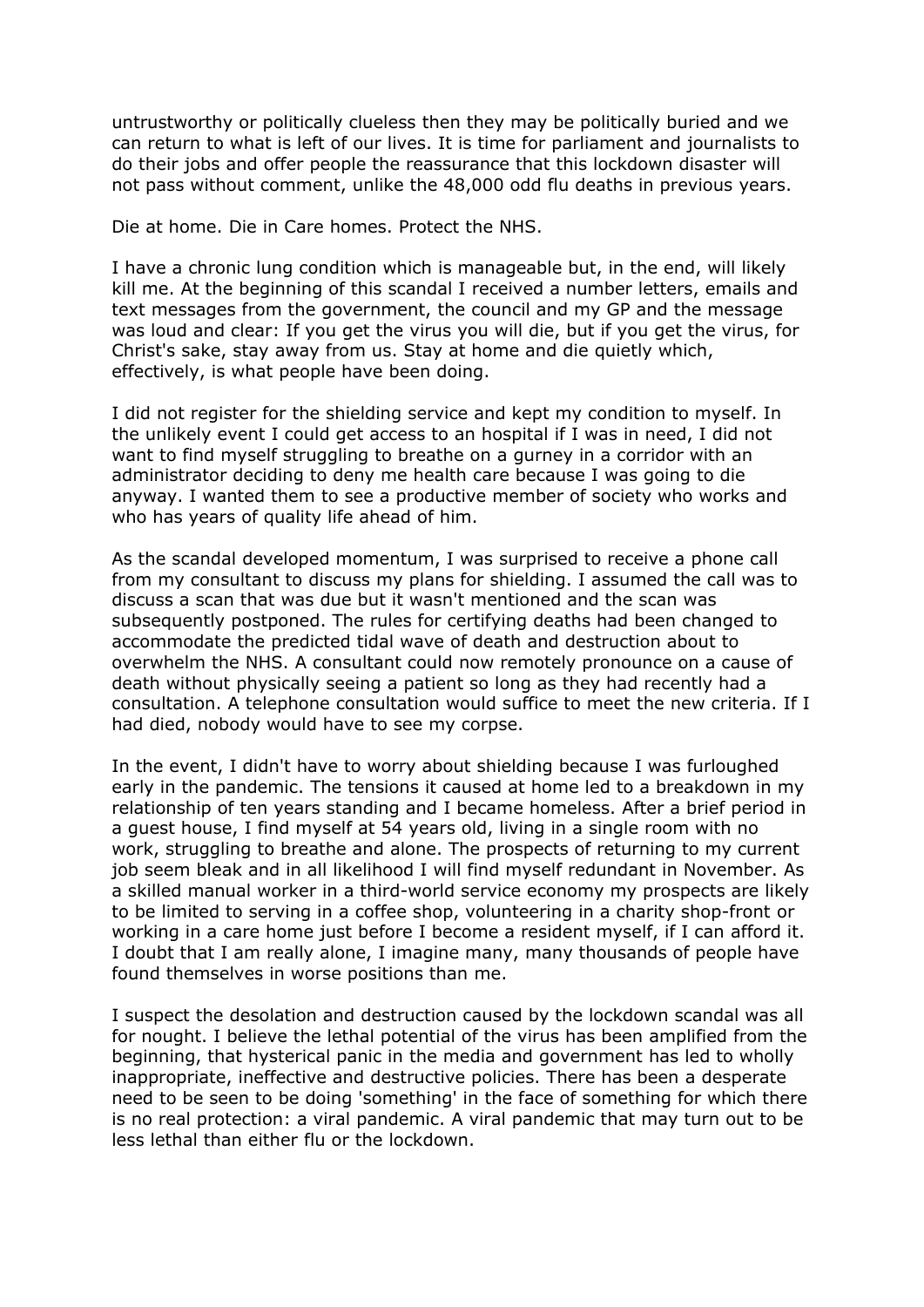untrustworthy or politically clueless then they may be politically buried and we can return to what is left of our lives. It is time for parliament and journalists to do their jobs and offer people the reassurance that this lockdown disaster will not pass without comment, unlike the 48,000 odd flu deaths in previous years.

Die at home. Die in Care homes. Protect the NHS.

I have a chronic lung condition which is manageable but, in the end, will likely kill me. At the beginning of this scandal I received a number letters, emails and text messages from the government, the council and my GP and the message was loud and clear: If you get the virus you will die, but if you get the virus, for Christ's sake, stay away from us. Stay at home and die quietly which, effectively, is what people have been doing.

I did not register for the shielding service and kept my condition to myself. In the unlikely event I could get access to an hospital if I was in need, I did not want to find myself struggling to breathe on a gurney in a corridor with an administrator deciding to deny me health care because I was going to die anyway. I wanted them to see a productive member of society who works and who has years of quality life ahead of him.

As the scandal developed momentum, I was surprised to receive a phone call from my consultant to discuss my plans for shielding. I assumed the call was to discuss a scan that was due but it wasn't mentioned and the scan was subsequently postponed. The rules for certifying deaths had been changed to accommodate the predicted tidal wave of death and destruction about to overwhelm the NHS. A consultant could now remotely pronounce on a cause of death without physically seeing a patient so long as they had recently had a consultation. A telephone consultation would suffice to meet the new criteria. If I had died, nobody would have to see my corpse.

In the event, I didn't have to worry about shielding because I was furloughed early in the pandemic. The tensions it caused at home led to a breakdown in my relationship of ten years standing and I became homeless. After a brief period in a guest house, I find myself at 54 years old, living in a single room with no work, struggling to breathe and alone. The prospects of returning to my current job seem bleak and in all likelihood I will find myself redundant in November. As a skilled manual worker in a third-world service economy my prospects are likely to be limited to serving in a coffee shop, volunteering in a charity shop-front or working in a care home just before I become a resident myself, if I can afford it. I doubt that I am really alone, I imagine many, many thousands of people have found themselves in worse positions than me.

I suspect the desolation and destruction caused by the lockdown scandal was all for nought. I believe the lethal potential of the virus has been amplified from the beginning, that hysterical panic in the media and government has led to wholly inappropriate, ineffective and destructive policies. There has been a desperate need to be seen to be doing 'something' in the face of something for which there is no real protection: a viral pandemic. A viral pandemic that may turn out to be less lethal than either flu or the lockdown.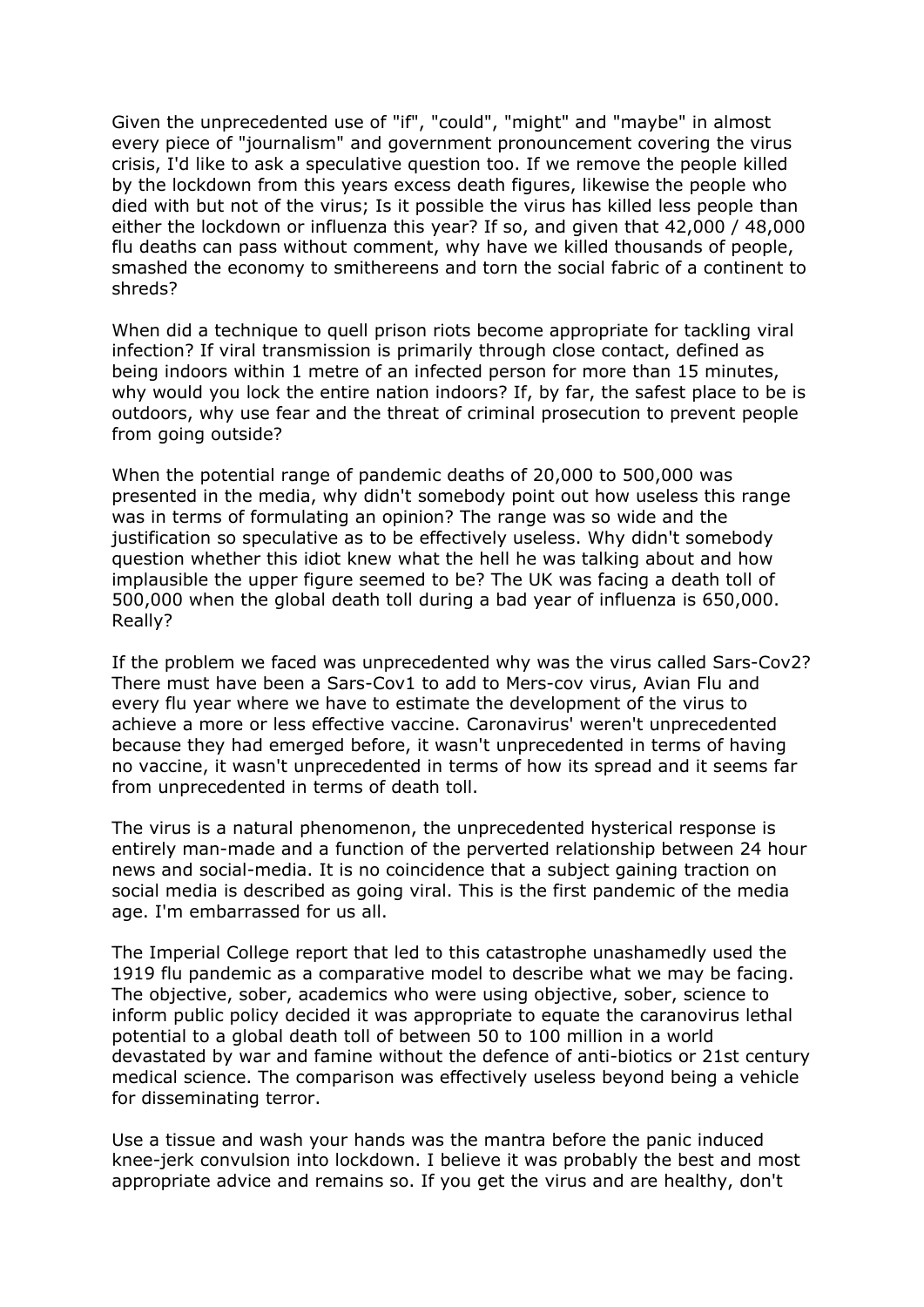Given the unprecedented use of "if", "could", "might" and "maybe" in almost every piece of "journalism" and government pronouncement covering the virus crisis, I'd like to ask a speculative question too. If we remove the people killed by the lockdown from this years excess death figures, likewise the people who died with but not of the virus; Is it possible the virus has killed less people than either the lockdown or influenza this year? If so, and given that 42,000 / 48,000 flu deaths can pass without comment, why have we killed thousands of people, smashed the economy to smithereens and torn the social fabric of a continent to shreds?

When did a technique to quell prison riots become appropriate for tackling viral infection? If viral transmission is primarily through close contact, defined as being indoors within 1 metre of an infected person for more than 15 minutes, why would you lock the entire nation indoors? If, by far, the safest place to be is outdoors, why use fear and the threat of criminal prosecution to prevent people from going outside?

When the potential range of pandemic deaths of 20,000 to 500,000 was presented in the media, why didn't somebody point out how useless this range was in terms of formulating an opinion? The range was so wide and the justification so speculative as to be effectively useless. Why didn't somebody question whether this idiot knew what the hell he was talking about and how implausible the upper figure seemed to be? The UK was facing a death toll of 500,000 when the global death toll during a bad year of influenza is 650,000. Really?

If the problem we faced was unprecedented why was the virus called Sars-Cov2? There must have been a Sars-Cov1 to add to Mers-cov virus, Avian Flu and every flu year where we have to estimate the development of the virus to achieve a more or less effective vaccine. Caronavirus' weren't unprecedented because they had emerged before, it wasn't unprecedented in terms of having no vaccine, it wasn't unprecedented in terms of how its spread and it seems far from unprecedented in terms of death toll.

The virus is a natural phenomenon, the unprecedented hysterical response is entirely man-made and a function of the perverted relationship between 24 hour news and social-media. It is no coincidence that a subject gaining traction on social media is described as going viral. This is the first pandemic of the media age. I'm embarrassed for us all.

The Imperial College report that led to this catastrophe unashamedly used the 1919 flu pandemic as a comparative model to describe what we may be facing. The objective, sober, academics who were using objective, sober, science to inform public policy decided it was appropriate to equate the caranovirus lethal potential to a global death toll of between 50 to 100 million in a world devastated by war and famine without the defence of anti-biotics or 21st century medical science. The comparison was effectively useless beyond being a vehicle for disseminating terror.

Use a tissue and wash your hands was the mantra before the panic induced knee-jerk convulsion into lockdown. I believe it was probably the best and most appropriate advice and remains so. If you get the virus and are healthy, don't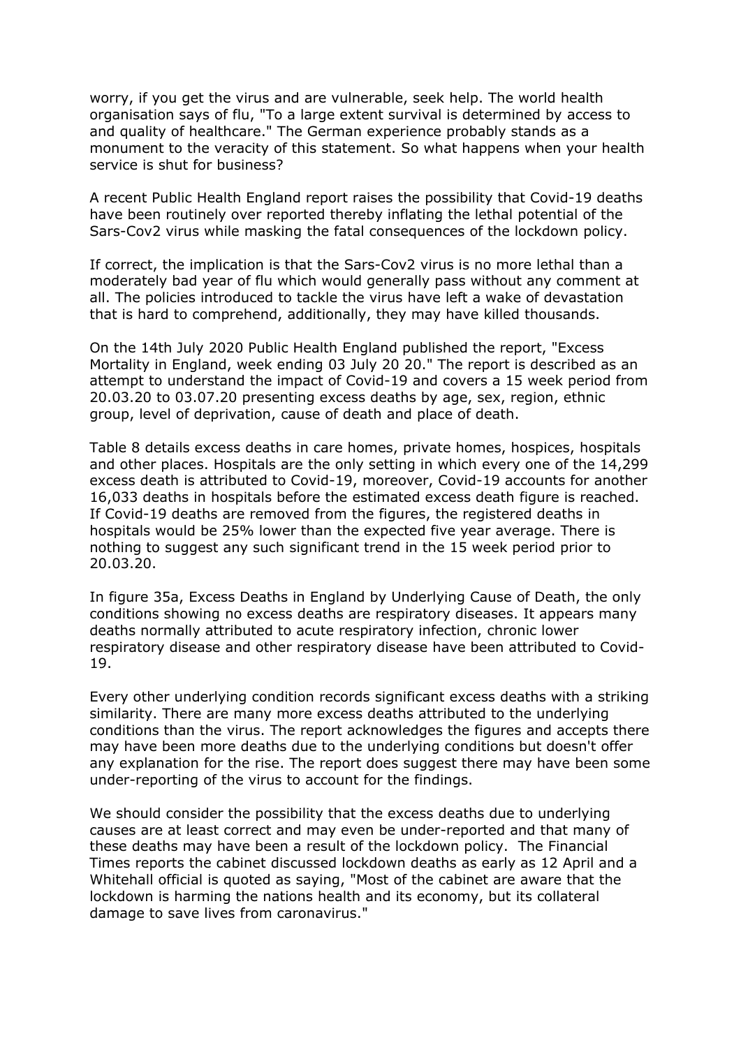worry, if you get the virus and are vulnerable, seek help. The world health organisation says of flu, "To a large extent survival is determined by access to and quality of healthcare." The German experience probably stands as a monument to the veracity of this statement. So what happens when your health service is shut for business?

A recent Public Health England report raises the possibility that Covid-19 deaths have been routinely over reported thereby inflating the lethal potential of the Sars-Cov2 virus while masking the fatal consequences of the lockdown policy.

If correct, the implication is that the Sars-Cov2 virus is no more lethal than a moderately bad year of flu which would generally pass without any comment at all. The policies introduced to tackle the virus have left a wake of devastation that is hard to comprehend, additionally, they may have killed thousands.

On the 14th July 2020 Public Health England published the report, "Excess Mortality in England, week ending 03 July 20 20." The report is described as an attempt to understand the impact of Covid-19 and covers a 15 week period from 20.03.20 to 03.07.20 presenting excess deaths by age, sex, region, ethnic group, level of deprivation, cause of death and place of death.

Table 8 details excess deaths in care homes, private homes, hospices, hospitals and other places. Hospitals are the only setting in which every one of the 14,299 excess death is attributed to Covid-19, moreover, Covid-19 accounts for another 16,033 deaths in hospitals before the estimated excess death figure is reached. If Covid-19 deaths are removed from the figures, the registered deaths in hospitals would be 25% lower than the expected five year average. There is nothing to suggest any such significant trend in the 15 week period prior to 20.03.20.

In figure 35a, Excess Deaths in England by Underlying Cause of Death, the only conditions showing no excess deaths are respiratory diseases. It appears many deaths normally attributed to acute respiratory infection, chronic lower respiratory disease and other respiratory disease have been attributed to Covid-19.

Every other underlying condition records significant excess deaths with a striking similarity. There are many more excess deaths attributed to the underlying conditions than the virus. The report acknowledges the figures and accepts there may have been more deaths due to the underlying conditions but doesn't offer any explanation for the rise. The report does suggest there may have been some under-reporting of the virus to account for the findings.

We should consider the possibility that the excess deaths due to underlying causes are at least correct and may even be under-reported and that many of these deaths may have been a result of the lockdown policy. The Financial Times reports the cabinet discussed lockdown deaths as early as 12 April and a Whitehall official is quoted as saying, "Most of the cabinet are aware that the lockdown is harming the nations health and its economy, but its collateral damage to save lives from caronavirus."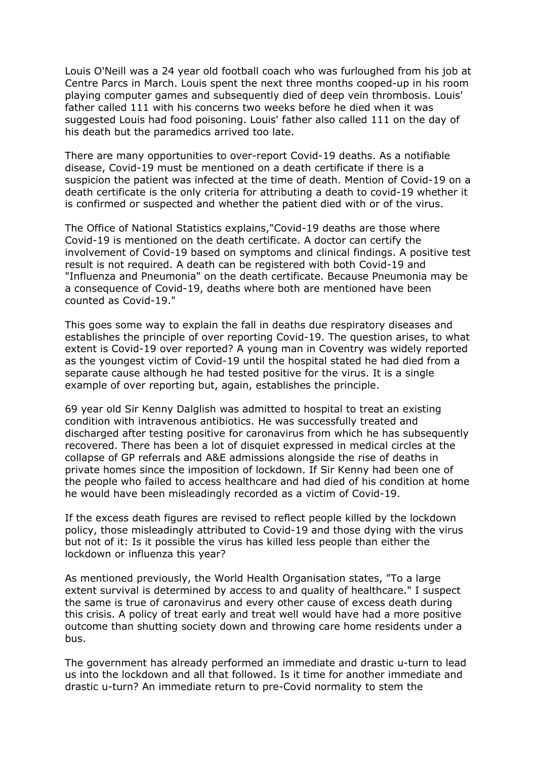Louis O'Neill was a 24 year old football coach who was furloughed from his job at Centre Parcs in March. Louis spent the next three months cooped-up in his room playing computer games and subsequently died of deep vein thrombosis. Louis' father called 111 with his concerns two weeks before he died when it was suggested Louis had food poisoning. Louis' father also called 111 on the day of his death but the paramedics arrived too late.

There are many opportunities to over-report Covid-19 deaths. As a notifiable disease, Covid-19 must be mentioned on a death certificate if there is a suspicion the patient was infected at the time of death. Mention of Covid-19 on a death certificate is the only criteria for attributing a death to covid-19 whether it is confirmed or suspected and whether the patient died with or of the virus.

The Office of National Statistics explains,"Covid-19 deaths are those where Covid-19 is mentioned on the death certificate. A doctor can certify the involvement of Covid-19 based on symptoms and clinical findings. A positive test result is not required. A death can be registered with both Covid-19 and "Influenza and Pneumonia" on the death certificate. Because Pneumonia may be a consequence of Covid-19, deaths where both are mentioned have been counted as Covid-19."

This goes some way to explain the fall in deaths due respiratory diseases and establishes the principle of over reporting Covid-19. The question arises, to what extent is Covid-19 over reported? A young man in Coventry was widely reported as the youngest victim of Covid-19 until the hospital stated he had died from a separate cause although he had tested positive for the virus. It is a single example of over reporting but, again, establishes the principle.

69 year old Sir Kenny Dalglish was admitted to hospital to treat an existing condition with intravenous antibiotics. He was successfully treated and discharged after testing positive for caronavirus from which he has subsequently recovered. There has been a lot of disquiet expressed in medical circles at the collapse of GP referrals and A&E admissions alongside the rise of deaths in private homes since the imposition of lockdown. If Sir Kenny had been one of the people who failed to access healthcare and had died of his condition at home he would have been misleadingly recorded as a victim of Covid-19.

If the excess death figures are revised to reflect people killed by the lockdown policy, those misleadingly attributed to Covid-19 and those dying with the virus but not of it: Is it possible the virus has killed less people than either the lockdown or influenza this year?

As mentioned previously, the World Health Organisation states, "To a large extent survival is determined by access to and quality of healthcare." I suspect the same is true of caronavirus and every other cause of excess death during this crisis. A policy of treat early and treat well would have had a more positive outcome than shutting society down and throwing care home residents under a bus.

The government has already performed an immediate and drastic u-turn to lead us into the lockdown and all that followed. Is it time for another immediate and drastic u-turn? An immediate return to pre-Covid normality to stem the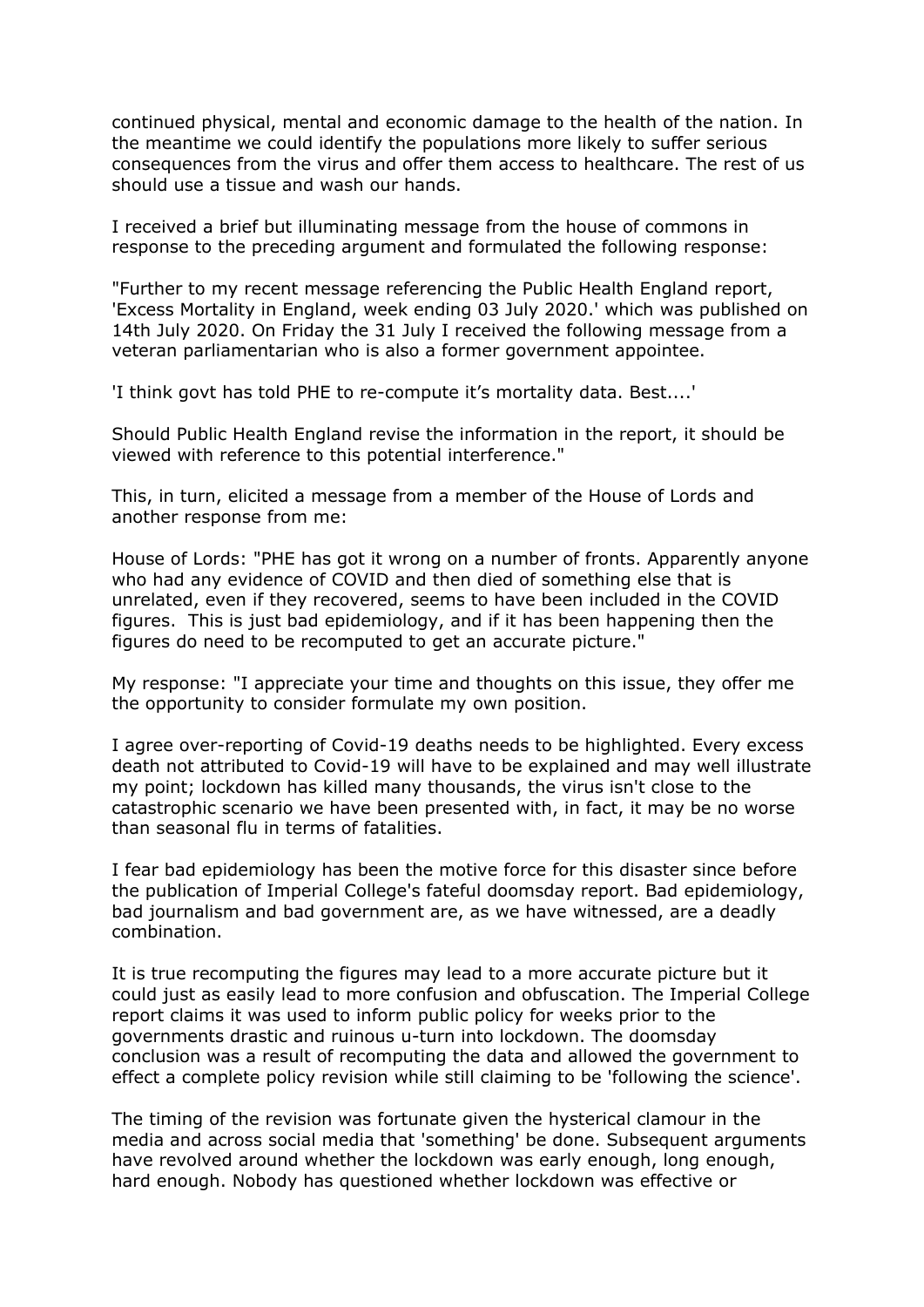continued physical, mental and economic damage to the health of the nation. In the meantime we could identify the populations more likely to suffer serious consequences from the virus and offer them access to healthcare. The rest of us should use a tissue and wash our hands.

I received a brief but illuminating message from the house of commons in response to the preceding argument and formulated the following response:

"Further to my recent message referencing the Public Health England report, 'Excess Mortality in England, week ending 03 July 2020.' which was published on 14th July 2020. On Friday the 31 July I received the following message from a veteran parliamentarian who is also a former government appointee.

'I think govt has told PHE to re-compute it's mortality data. Best....'

Should Public Health England revise the information in the report, it should be viewed with reference to this potential interference."

This, in turn, elicited a message from a member of the House of Lords and another response from me:

House of Lords: "PHE has got it wrong on a number of fronts. Apparently anyone who had any evidence of COVID and then died of something else that is unrelated, even if they recovered, seems to have been included in the COVID figures. This is just bad epidemiology, and if it has been happening then the figures do need to be recomputed to get an accurate picture."

My response: "I appreciate your time and thoughts on this issue, they offer me the opportunity to consider formulate my own position.

I agree over-reporting of Covid-19 deaths needs to be highlighted. Every excess death not attributed to Covid-19 will have to be explained and may well illustrate my point; lockdown has killed many thousands, the virus isn't close to the catastrophic scenario we have been presented with, in fact, it may be no worse than seasonal flu in terms of fatalities.

I fear bad epidemiology has been the motive force for this disaster since before the publication of Imperial College's fateful doomsday report. Bad epidemiology, bad journalism and bad government are, as we have witnessed, are a deadly combination.

It is true recomputing the figures may lead to a more accurate picture but it could just as easily lead to more confusion and obfuscation. The Imperial College report claims it was used to inform public policy for weeks prior to the governments drastic and ruinous u-turn into lockdown. The doomsday conclusion was a result of recomputing the data and allowed the government to effect a complete policy revision while still claiming to be 'following the science'.

The timing of the revision was fortunate given the hysterical clamour in the media and across social media that 'something' be done. Subsequent arguments have revolved around whether the lockdown was early enough, long enough, hard enough. Nobody has questioned whether lockdown was effective or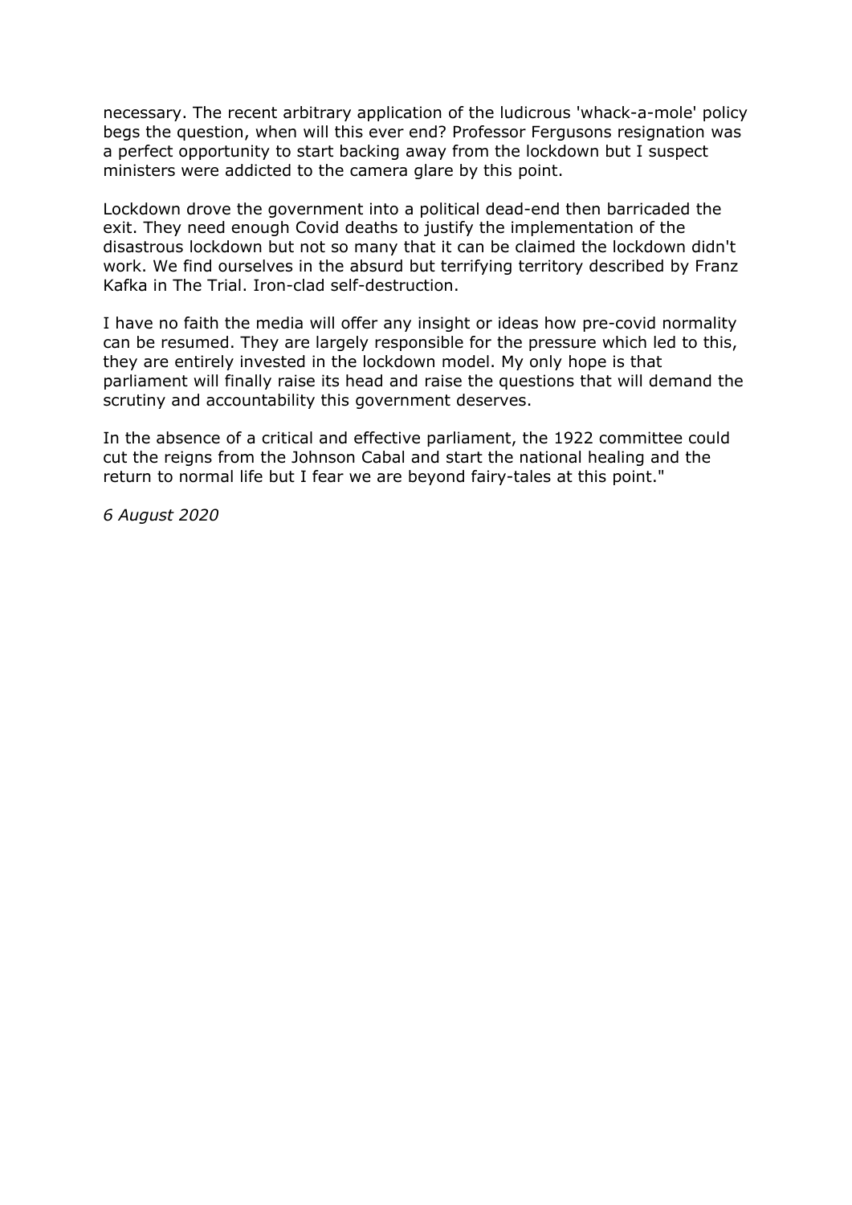necessary. The recent arbitrary application of the ludicrous 'whack-a-mole' policy begs the question, when will this ever end? Professor Fergusons resignation was a perfect opportunity to start backing away from the lockdown but I suspect ministers were addicted to the camera glare by this point.

Lockdown drove the government into a political dead-end then barricaded the exit. They need enough Covid deaths to justify the implementation of the disastrous lockdown but not so many that it can be claimed the lockdown didn't work. We find ourselves in the absurd but terrifying territory described by Franz Kafka in The Trial. Iron-clad self-destruction.

I have no faith the media will offer any insight or ideas how pre-covid normality can be resumed. They are largely responsible for the pressure which led to this, they are entirely invested in the lockdown model. My only hope is that parliament will finally raise its head and raise the questions that will demand the scrutiny and accountability this government deserves.

In the absence of a critical and effective parliament, the 1922 committee could cut the reigns from the Johnson Cabal and start the national healing and the return to normal life but I fear we are beyond fairy-tales at this point."

*6 August 2020*